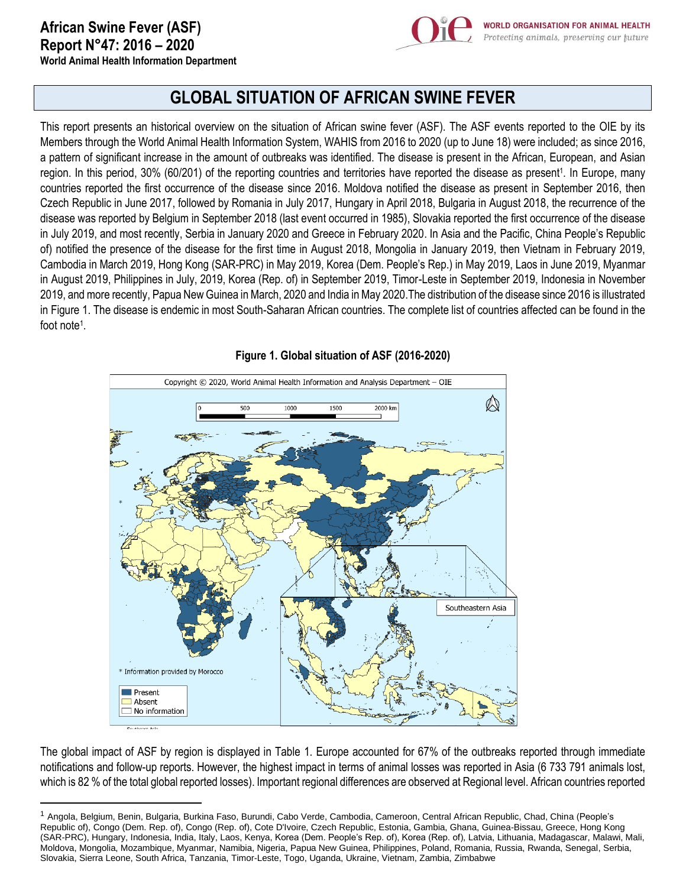# African Swine Fever (ASF)
## Report N°47: 2016 – 2020

**World Animal Health Information Department**

## GLOBAL SITUATION OF AFRICAN SWINE FEVER

This report presents an historical overview on the situation of African swine fever (ASF). The ASF events reported to the OIE by its Members through the World Animal Health Information System, WAHIS from 2016 to 2020 (up to June 18) were included; as since 2016, a pattern of significant increase in the amount of outbreaks was identified. The disease is present in the African, European, and Asian region. In this period, 30% (60/201) of the reporting countries and territories have reported the disease as present[1]. In Europe, many countries reported the first occurrence of the disease since 2016. Moldova notified the disease as present in September 2016, then Czech Republic in June 2017, followed by Romania in July 2017, Hungary in April 2018, Bulgaria in August 2018, the recurrence of the disease was reported by Belgium in September 2018 (last event occurred in 1985), Slovakia reported the first occurrence of the disease in July 2019, and most recently, Serbia in January 2020 and Greece in February 2020. In Asia and the Pacific, China People's Republic of) notified the presence of the disease for the first time in August 2018, Mongolia in January 2019, then Vietnam in February 2019, Cambodia in March 2019, Hong Kong (SAR-PRC) in May 2019, Korea (Dem. People's Rep.) in May 2019, Laos in June 2019, Myanmar in August 2019, Philippines in July, 2019, Korea (Rep. of) in September 2019, Timor-Leste in September 2019, Indonesia in November 2019, and more recently, Papua New Guinea in March, 2020 and India in May 2020.The distribution of the disease since 2016 is illustrated in Figure 1. The disease is endemic in most South-Saharan African countries. The complete list of countries affected can be found in the foot note[1].

**Figure 1. Global situation of ASF (2016-2020)**

Copyright © 2020, World Animal Health Information and Analysis Department – OIE

\* Information provided by Morocco

Present
Absent
No information

Southeastern Asia

The global impact of ASF by region is displayed in Table 1. Europe accounted for 67% of the outbreaks reported through immediate notifications and follow-up reports. However, the highest impact in terms of animal losses was reported in Asia (6 733 791 animals lost, which is 82 % of the total global reported losses). Important regional differences are observed at Regional level. African countries reported

---

[1] Angola, Belgium, Benin, Bulgaria, Burkina Faso, Burundi, Cabo Verde, Cambodia, Cameroon, Central African Republic, Chad, China (People's Republic of), Congo (Dem. Rep. of), Congo (Rep. of), Cote D'Ivoire, Czech Republic, Estonia, Gambia, Ghana, Guinea-Bissau, Greece, Hong Kong (SAR-PRC), Hungary, Indonesia, India, Italy, Laos, Kenya, Korea (Dem. People's Rep. of), Korea (Rep. of), Latvia, Lithuania, Madagascar, Malawi, Mali, Moldova, Mongolia, Mozambique, Myanmar, Namibia, Nigeria, Papua New Guinea, Philippines, Poland, Romania, Russia, Rwanda, Senegal, Serbia, Slovakia, Sierra Leone, South Africa, Tanzania, Timor-Leste, Togo, Uganda, Ukraine, Vietnam, Zambia, Zimbabwe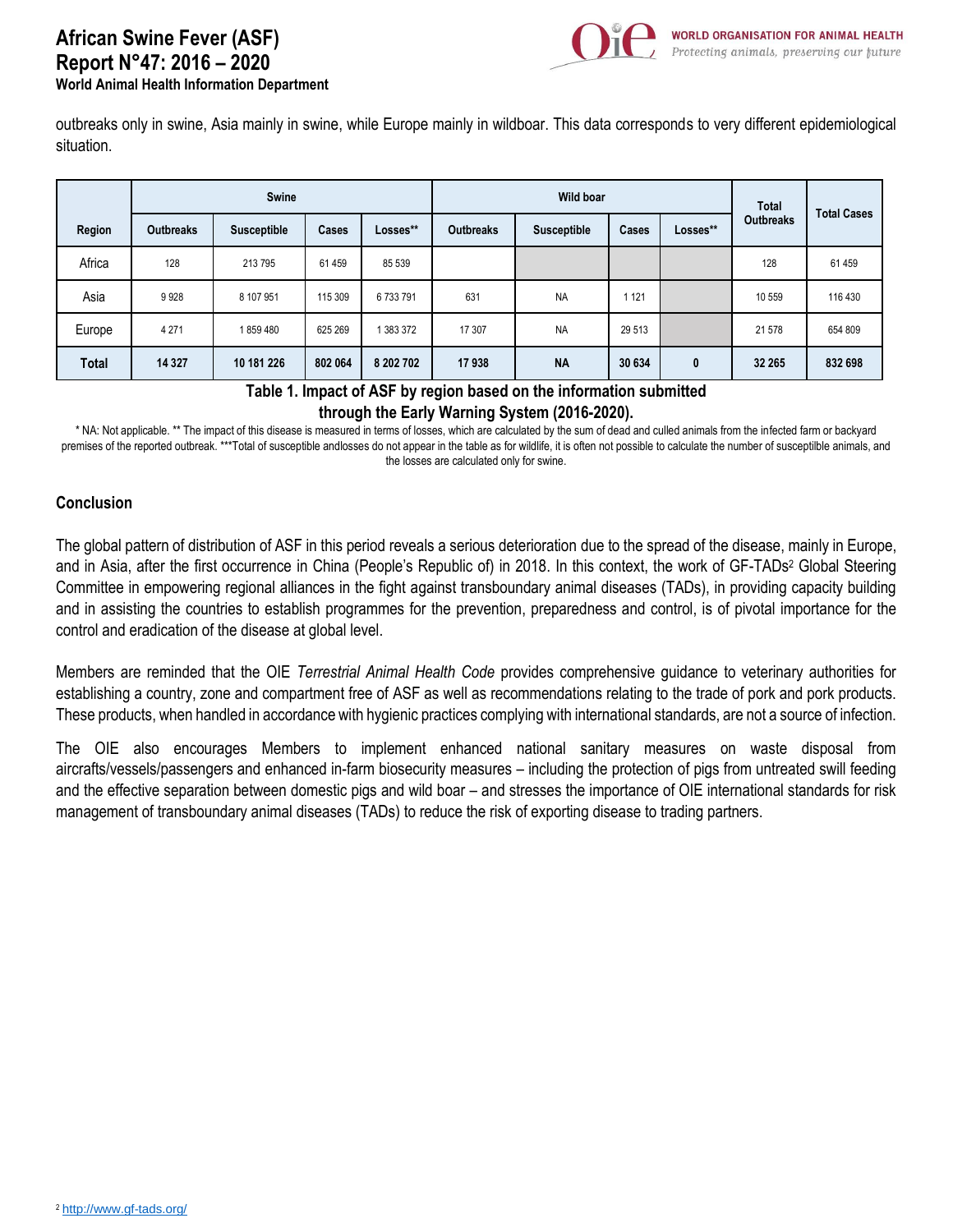outbreaks only in swine, Asia mainly in swine, while Europe mainly in wildboar. This data corresponds to very different epidemiological situation.

| Region | Swine | | | | Wild boar | | | | Total Outbreaks | Total Cases |
|---|---|---|---|---|---|---|---|---|---|---|
| | Outbreaks | Susceptible | Cases | Losses** | Outbreaks | Susceptible | Cases | Losses** | | |
| Africa | 128 | 213 795 | 61 459 | 85 539 | | | | | 128 | 61 459 |
| Asia | 9 928 | 8 107 951 | 115 309 | 6 733 791 | 631 | NA | 1 121 | | 10 559 | 116 430 |
| Europe | 4 271 | 1 859 480 | 625 269 | 1 383 372 | 17 307 | NA | 29 513 | | 21 578 | 654 809 |
| **Total** | **14 327** | **10 181 226** | **802 064** | **8 202 702** | **17 938** | **NA** | **30 634** | **0** | **32 265** | **832 698** |

**Table 1. Impact of ASF by region based on the information submitted through the Early Warning System (2016-2020).**

* NA: Not applicable. ** The impact of this disease is measured in terms of losses, which are calculated by the sum of dead and culled animals from the infected farm or backyard premises of the reported outbreak. ***Total of susceptible andlosses do not appear in the table as for wildlife, it is often not possible to calculate the number of susceptilble animals, and the losses are calculated only for swine.

## Conclusion

The global pattern of distribution of ASF in this period reveals a serious deterioration due to the spread of the disease, mainly in Europe, and in Asia, after the first occurrence in China (People's Republic of) in 2018. In this context, the work of GF-TADs[2] Global Steering Committee in empowering regional alliances in the fight against transboundary animal diseases (TADs), in providing capacity building and in assisting the countries to establish programmes for the prevention, preparedness and control, is of pivotal importance for the control and eradication of the disease at global level.

Members are reminded that the OIE *Terrestrial Animal Health Code* provides comprehensive guidance to veterinary authorities for establishing a country, zone and compartment free of ASF as well as recommendations relating to the trade of pork and pork products. These products, when handled in accordance with hygienic practices complying with international standards, are not a source of infection.

The OIE also encourages Members to implement enhanced national sanitary measures on waste disposal from aircrafts/vessels/passengers and enhanced in-farm biosecurity measures – including the protection of pigs from untreated swill feeding and the effective separation between domestic pigs and wild boar – and stresses the importance of OIE international standards for risk management of transboundary animal diseases (TADs) to reduce the risk of exporting disease to trading partners.

[2] http://www.gf-tads.org/